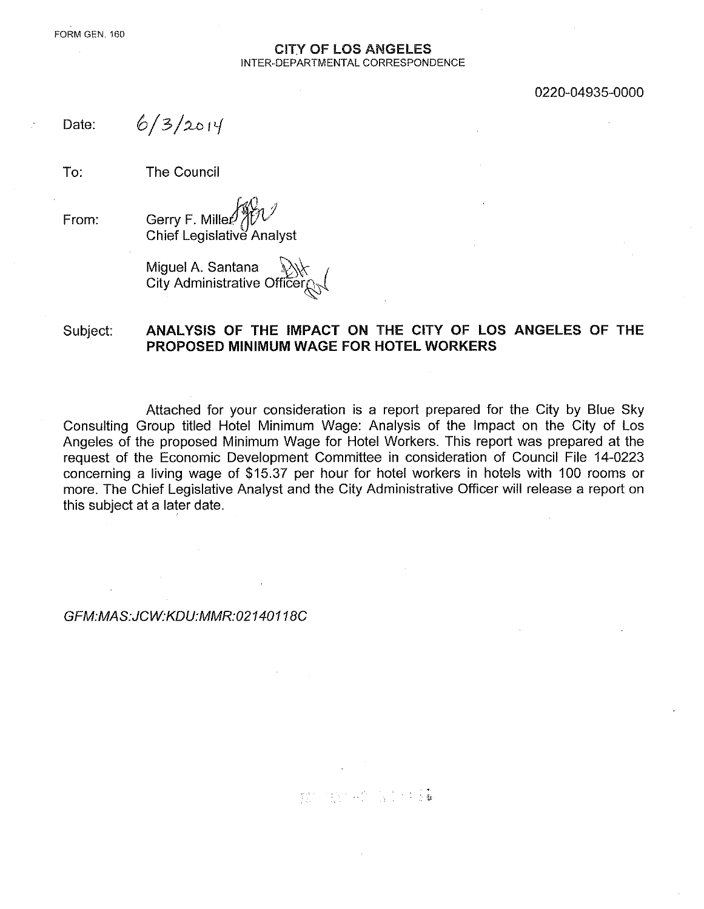FORM GEN. 160

**CITY OF LOS ANGELES**
INTER-DEPARTMENTAL CORRESPONDENCE

0220-04935-0000

Date: 6/3/2014

To: The Council

From: Gerry F. Miller
Chief Legislative Analyst

Miguel A. Santana
City Administrative Officer

Subject: **ANALYSIS OF THE IMPACT ON THE CITY OF LOS ANGELES OF THE PROPOSED MINIMUM WAGE FOR HOTEL WORKERS**

Attached for your consideration is a report prepared for the City by Blue Sky Consulting Group titled Hotel Minimum Wage: Analysis of the Impact on the City of Los Angeles of the proposed Minimum Wage for Hotel Workers. This report was prepared at the request of the Economic Development Committee in consideration of Council File 14-0223 concerning a living wage of $15.37 per hour for hotel workers in hotels with 100 rooms or more. The Chief Legislative Analyst and the City Administrative Officer will release a report on this subject at a later date.

*GFM:MAS:JCW:KDU:MMR:02140118C*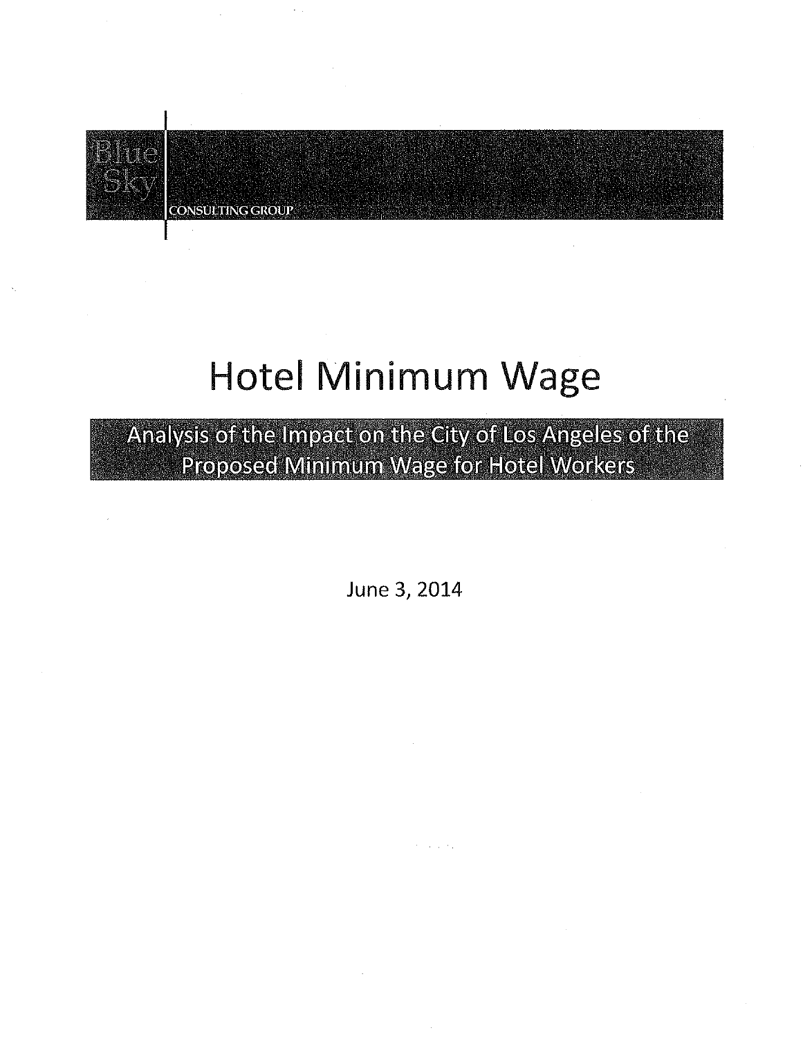Blue Sky

CONSULTING GROUP

# Hotel Minimum Wage

## Analysis of the Impact on the City of Los Angeles of the Proposed Minimum Wage for Hotel Workers

June 3, 2014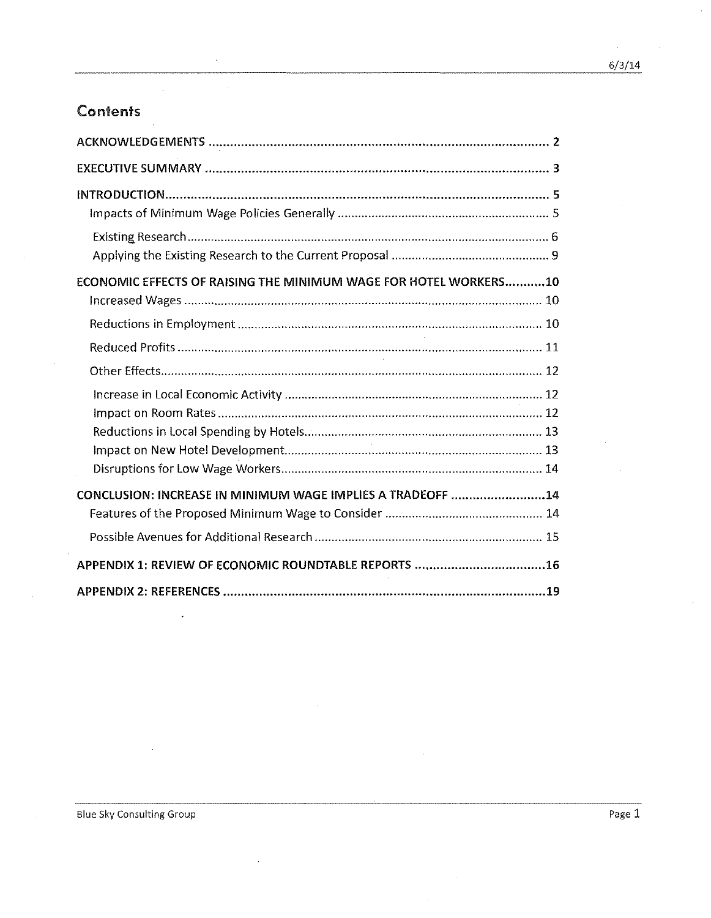# Contents

ACKNOWLEDGEMENTS ..................................................................................... 2

EXECUTIVE SUMMARY ..................................................................................... 3

INTRODUCTION ..................................................................................... 5

- Impacts of Minimum Wage Policies Generally ..................................................................................... 5
  - Existing Research ..................................................................................... 6
  - Applying the Existing Research to the Current Proposal ..................................................................................... 9

ECONOMIC EFFECTS OF RAISING THE MINIMUM WAGE FOR HOTEL WORKERS ..................................................................................... 10

- Increased Wages ..................................................................................... 10
- Reductions in Employment ..................................................................................... 10
- Reduced Profits ..................................................................................... 11
- Other Effects ..................................................................................... 12
  - Increase in Local Economic Activity ..................................................................................... 12
  - Impact on Room Rates ..................................................................................... 12
  - Reductions in Local Spending by Hotels ..................................................................................... 13
  - Impact on New Hotel Development ..................................................................................... 13
  - Disruptions for Low Wage Workers ..................................................................................... 14

CONCLUSION: INCREASE IN MINIMUM WAGE IMPLIES A TRADEOFF ..................................................................................... 14

- Features of the Proposed Minimum Wage to Consider ..................................................................................... 14
- Possible Avenues for Additional Research ..................................................................................... 15

APPENDIX 1: REVIEW OF ECONOMIC ROUNDTABLE REPORTS ..................................................................................... 16

APPENDIX 2: REFERENCES ..................................................................................... 19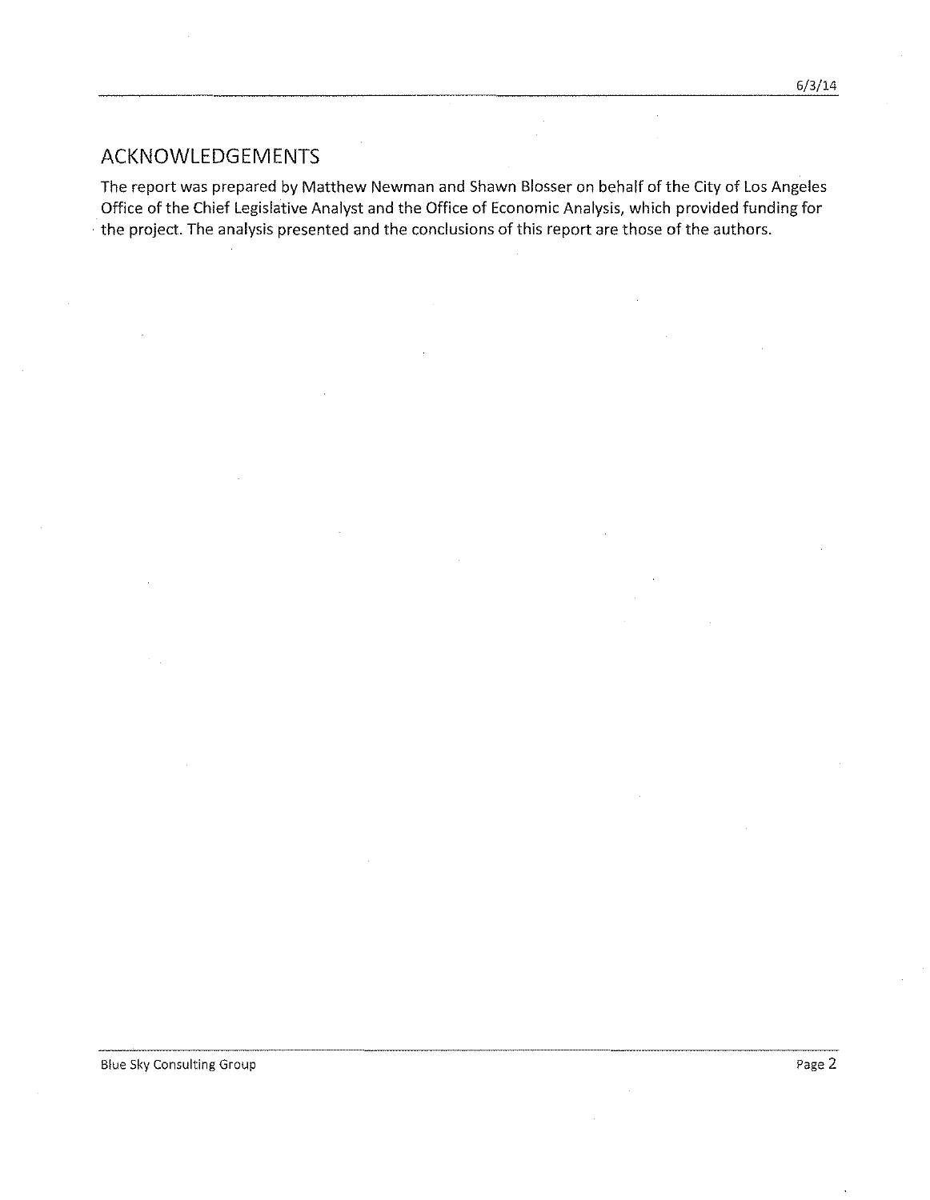## ACKNOWLEDGEMENTS

The report was prepared by Matthew Newman and Shawn Blosser on behalf of the City of Los Angeles Office of the Chief Legislative Analyst and the Office of Economic Analysis, which provided funding for the project. The analysis presented and the conclusions of this report are those of the authors.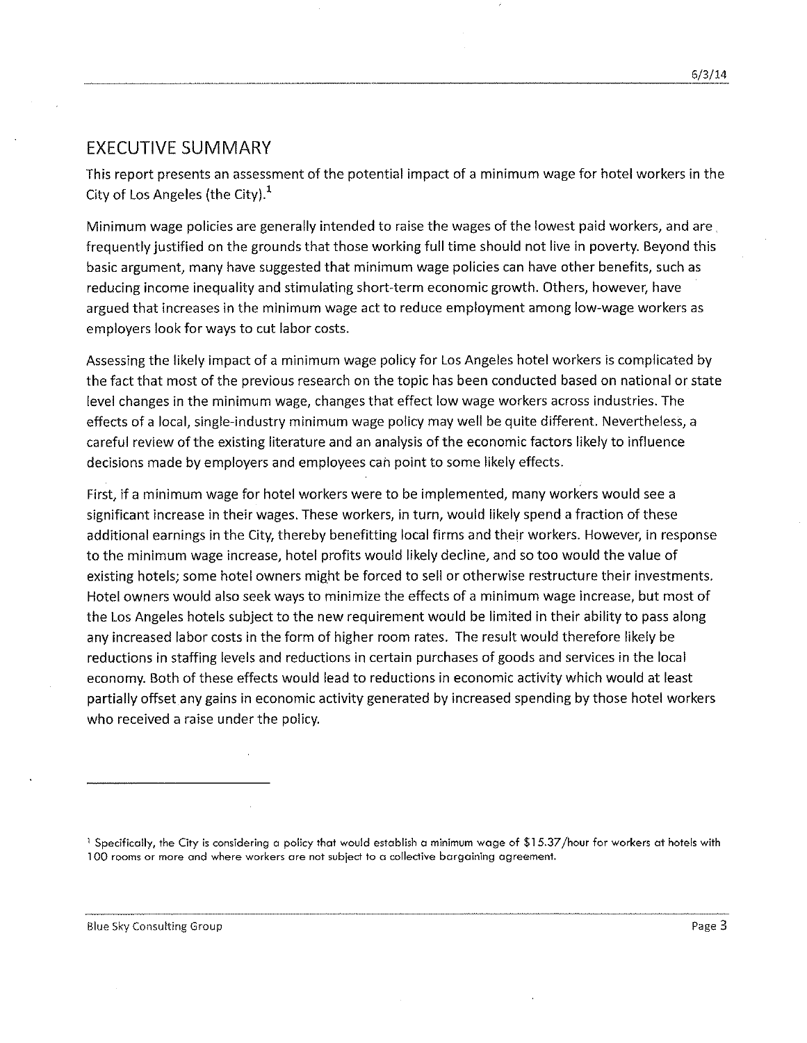## EXECUTIVE SUMMARY

This report presents an assessment of the potential impact of a minimum wage for hotel workers in the City of Los Angeles (the City).[1]

Minimum wage policies are generally intended to raise the wages of the lowest paid workers, and are frequently justified on the grounds that those working full time should not live in poverty. Beyond this basic argument, many have suggested that minimum wage policies can have other benefits, such as reducing income inequality and stimulating short-term economic growth. Others, however, have argued that increases in the minimum wage act to reduce employment among low-wage workers as employers look for ways to cut labor costs.

Assessing the likely impact of a minimum wage policy for Los Angeles hotel workers is complicated by the fact that most of the previous research on the topic has been conducted based on national or state level changes in the minimum wage, changes that effect low wage workers across industries. The effects of a local, single-industry minimum wage policy may well be quite different. Nevertheless, a careful review of the existing literature and an analysis of the economic factors likely to influence decisions made by employers and employees can point to some likely effects.

First, if a minimum wage for hotel workers were to be implemented, many workers would see a significant increase in their wages. These workers, in turn, would likely spend a fraction of these additional earnings in the City, thereby benefitting local firms and their workers. However, in response to the minimum wage increase, hotel profits would likely decline, and so too would the value of existing hotels; some hotel owners might be forced to sell or otherwise restructure their investments. Hotel owners would also seek ways to minimize the effects of a minimum wage increase, but most of the Los Angeles hotels subject to the new requirement would be limited in their ability to pass along any increased labor costs in the form of higher room rates. The result would therefore likely be reductions in staffing levels and reductions in certain purchases of goods and services in the local economy. Both of these effects would lead to reductions in economic activity which would at least partially offset any gains in economic activity generated by increased spending by those hotel workers who received a raise under the policy.

---

[1] Specifically, the City is considering a policy that would establish a minimum wage of $15.37/hour for workers at hotels with 100 rooms or more and where workers are not subject to a collective bargaining agreement.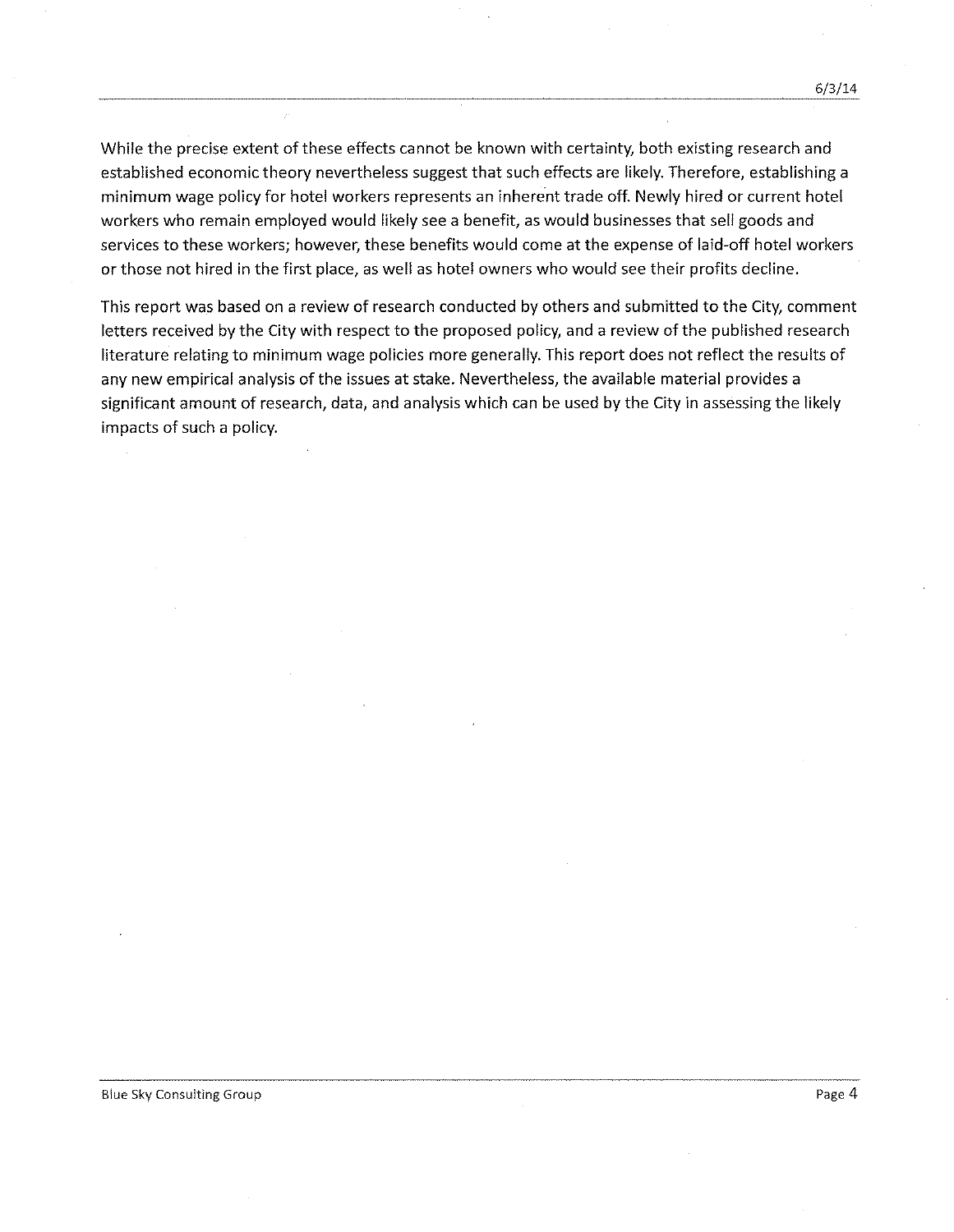While the precise extent of these effects cannot be known with certainty, both existing research and established economic theory nevertheless suggest that such effects are likely. Therefore, establishing a minimum wage policy for hotel workers represents an inherent trade off. Newly hired or current hotel workers who remain employed would likely see a benefit, as would businesses that sell goods and services to these workers; however, these benefits would come at the expense of laid-off hotel workers or those not hired in the first place, as well as hotel owners who would see their profits decline.

This report was based on a review of research conducted by others and submitted to the City, comment letters received by the City with respect to the proposed policy, and a review of the published research literature relating to minimum wage policies more generally. This report does not reflect the results of any new empirical analysis of the issues at stake. Nevertheless, the available material provides a significant amount of research, data, and analysis which can be used by the City in assessing the likely impacts of such a policy.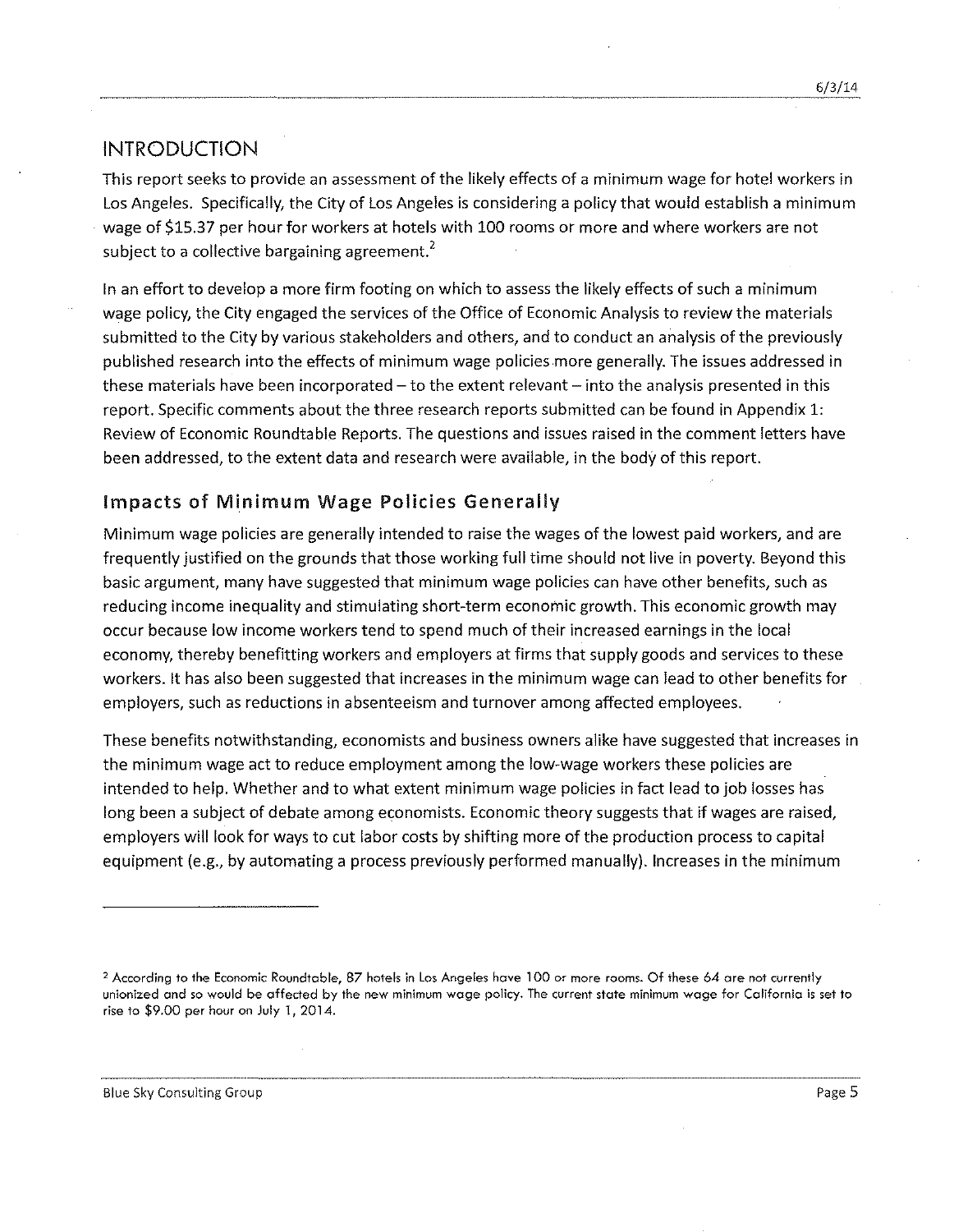# INTRODUCTION

This report seeks to provide an assessment of the likely effects of a minimum wage for hotel workers in Los Angeles. Specifically, the City of Los Angeles is considering a policy that would establish a minimum wage of $15.37 per hour for workers at hotels with 100 rooms or more and where workers are not subject to a collective bargaining agreement.[2]

In an effort to develop a more firm footing on which to assess the likely effects of such a minimum wage policy, the City engaged the services of the Office of Economic Analysis to review the materials submitted to the City by various stakeholders and others, and to conduct an analysis of the previously published research into the effects of minimum wage policies more generally. The issues addressed in these materials have been incorporated – to the extent relevant – into the analysis presented in this report. Specific comments about the three research reports submitted can be found in Appendix 1: Review of Economic Roundtable Reports. The questions and issues raised in the comment letters have been addressed, to the extent data and research were available, in the body of this report.

## Impacts of Minimum Wage Policies Generally

Minimum wage policies are generally intended to raise the wages of the lowest paid workers, and are frequently justified on the grounds that those working full time should not live in poverty. Beyond this basic argument, many have suggested that minimum wage policies can have other benefits, such as reducing income inequality and stimulating short-term economic growth. This economic growth may occur because low income workers tend to spend much of their increased earnings in the local economy, thereby benefitting workers and employers at firms that supply goods and services to these workers. It has also been suggested that increases in the minimum wage can lead to other benefits for employers, such as reductions in absenteeism and turnover among affected employees.

These benefits notwithstanding, economists and business owners alike have suggested that increases in the minimum wage act to reduce employment among the low-wage workers these policies are intended to help. Whether and to what extent minimum wage policies in fact lead to job losses has long been a subject of debate among economists. Economic theory suggests that if wages are raised, employers will look for ways to cut labor costs by shifting more of the production process to capital equipment (e.g., by automating a process previously performed manually). Increases in the minimum

---

[2] According to the Economic Roundtable, 87 hotels in Los Angeles have 100 or more rooms. Of these 64 are not currently unionized and so would be affected by the new minimum wage policy. The current state minimum wage for California is set to rise to $9.00 per hour on July 1, 2014.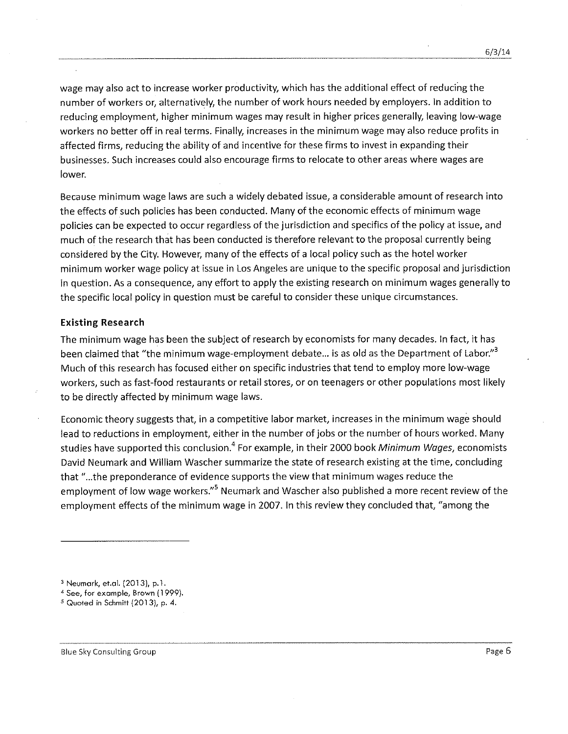wage may also act to increase worker productivity, which has the additional effect of reducing the number of workers or, alternatively, the number of work hours needed by employers. In addition to reducing employment, higher minimum wages may result in higher prices generally, leaving low-wage workers no better off in real terms. Finally, increases in the minimum wage may also reduce profits in affected firms, reducing the ability of and incentive for these firms to invest in expanding their businesses. Such increases could also encourage firms to relocate to other areas where wages are lower.

Because minimum wage laws are such a widely debated issue, a considerable amount of research into the effects of such policies has been conducted. Many of the economic effects of minimum wage policies can be expected to occur regardless of the jurisdiction and specifics of the policy at issue, and much of the research that has been conducted is therefore relevant to the proposal currently being considered by the City. However, many of the effects of a local policy such as the hotel worker minimum worker wage policy at issue in Los Angeles are unique to the specific proposal and jurisdiction in question. As a consequence, any effort to apply the existing research on minimum wages generally to the specific local policy in question must be careful to consider these unique circumstances.

### Existing Research

The minimum wage has been the subject of research by economists for many decades. In fact, it has been claimed that "the minimum wage-employment debate... is as old as the Department of Labor."[3] Much of this research has focused either on specific industries that tend to employ more low-wage workers, such as fast-food restaurants or retail stores, or on teenagers or other populations most likely to be directly affected by minimum wage laws.

Economic theory suggests that, in a competitive labor market, increases in the minimum wage should lead to reductions in employment, either in the number of jobs or the number of hours worked. Many studies have supported this conclusion.[4] For example, in their 2000 book *Minimum Wages*, economists David Neumark and William Wascher summarize the state of research existing at the time, concluding that "...the preponderance of evidence supports the view that minimum wages reduce the employment of low wage workers."[5] Neumark and Wascher also published a more recent review of the employment effects of the minimum wage in 2007. In this review they concluded that, "among the

---

[3] Neumark, et.al. (2013), p.1.

[4] See, for example, Brown (1999).

[5] Quoted in Schmitt (2013), p. 4.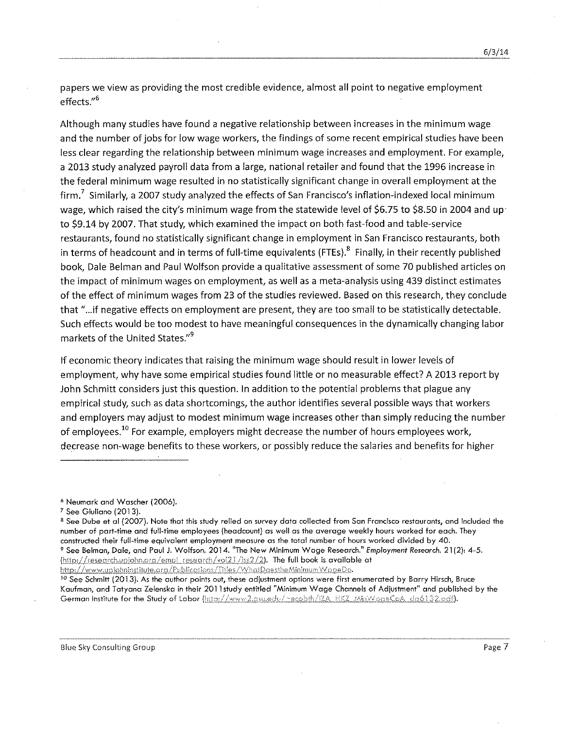papers we view as providing the most credible evidence, almost all point to negative employment effects."[6]

Although many studies have found a negative relationship between increases in the minimum wage and the number of jobs for low wage workers, the findings of some recent empirical studies have been less clear regarding the relationship between minimum wage increases and employment. For example, a 2013 study analyzed payroll data from a large, national retailer and found that the 1996 increase in the federal minimum wage resulted in no statistically significant change in overall employment at the firm.[7] Similarly, a 2007 study analyzed the effects of San Francisco's inflation-indexed local minimum wage, which raised the city's minimum wage from the statewide level of $6.75 to $8.50 in 2004 and up to $9.14 by 2007. That study, which examined the impact on both fast-food and table-service restaurants, found no statistically significant change in employment in San Francisco restaurants, both in terms of headcount and in terms of full-time equivalents (FTEs).[8] Finally, in their recently published book, Dale Belman and Paul Wolfson provide a qualitative assessment of some 70 published articles on the impact of minimum wages on employment, as well as a meta-analysis using 439 distinct estimates of the effect of minimum wages from 23 of the studies reviewed. Based on this research, they conclude that "...if negative effects on employment are present, they are too small to be statistically detectable. Such effects would be too modest to have meaningful consequences in the dynamically changing labor markets of the United States."[9]

If economic theory indicates that raising the minimum wage should result in lower levels of employment, why have some empirical studies found little or no measurable effect? A 2013 report by John Schmitt considers just this question. In addition to the potential problems that plague any empirical study, such as data shortcomings, the author identifies several possible ways that workers and employers may adjust to modest minimum wage increases other than simply reducing the number of employees.[10] For example, employers might decrease the number of hours employees work, decrease non-wage benefits to these workers, or possibly reduce the salaries and benefits for higher

---

[6] Neumark and Wascher (2006).

[7] See Giuliano (2013).

[8] See Dube et al (2007). Note that this study relied on survey data collected from San Francisco restaurants, and included the number of part-time and full-time employees (headcount) as well as the average weekly hours worked for each. They constructed their full-time equivalent employment measure as the total number of hours worked divided by 40.

[9] See Belman, Dale, and Paul J. Wolfson. 2014. "The New Minimum Wage Research." *Employment Research.* 21(2): 4-5. (http://research.upjohn.org/empl_research/vol21/iss2/2). The full book is available at http://www.upjohninstitute.org/Publications/Titles/WhatDoestheMinimumWageDo.

[10] See Schmitt (2013). As the author points out, these adjustment options were first enumerated by Barry Hirsch, Bruce Kaufman, and Tatyana Zelenska in their 2011study entitled "Minimum Wage Channels of Adjustment" and published by the German Institute for the Study of Labor (http://www2.gsu.edu/~ecobth/IZA_HKZ_MinWageCoA_dp6132.pdf).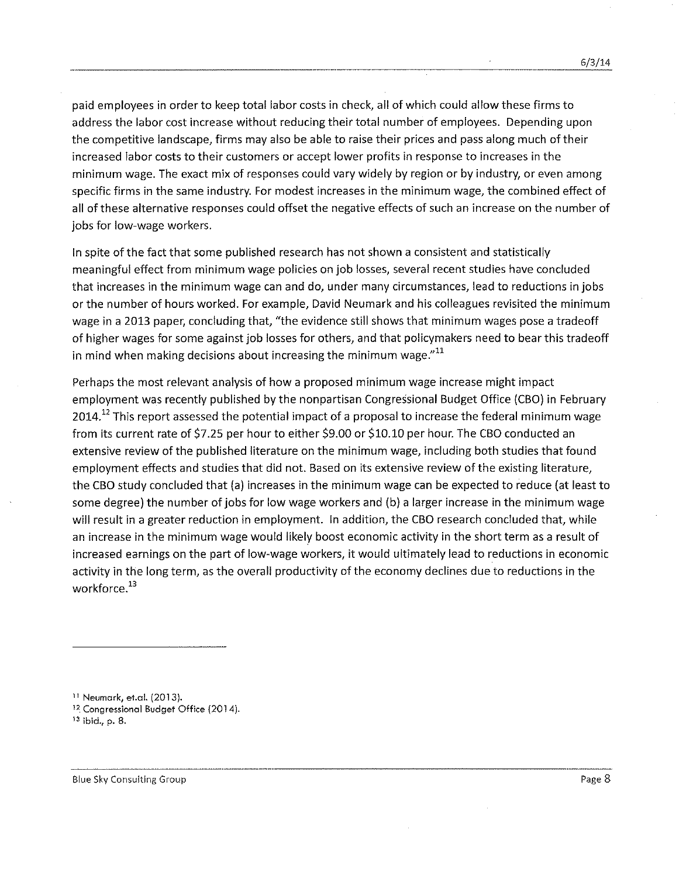paid employees in order to keep total labor costs in check, all of which could allow these firms to address the labor cost increase without reducing their total number of employees. Depending upon the competitive landscape, firms may also be able to raise their prices and pass along much of their increased labor costs to their customers or accept lower profits in response to increases in the minimum wage. The exact mix of responses could vary widely by region or by industry, or even among specific firms in the same industry. For modest increases in the minimum wage, the combined effect of all of these alternative responses could offset the negative effects of such an increase on the number of jobs for low-wage workers.

In spite of the fact that some published research has not shown a consistent and statistically meaningful effect from minimum wage policies on job losses, several recent studies have concluded that increases in the minimum wage can and do, under many circumstances, lead to reductions in jobs or the number of hours worked. For example, David Neumark and his colleagues revisited the minimum wage in a 2013 paper, concluding that, "the evidence still shows that minimum wages pose a tradeoff of higher wages for some against job losses for others, and that policymakers need to bear this tradeoff in mind when making decisions about increasing the minimum wage."[11]

Perhaps the most relevant analysis of how a proposed minimum wage increase might impact employment was recently published by the nonpartisan Congressional Budget Office (CBO) in February 2014.[12] This report assessed the potential impact of a proposal to increase the federal minimum wage from its current rate of $7.25 per hour to either $9.00 or $10.10 per hour. The CBO conducted an extensive review of the published literature on the minimum wage, including both studies that found employment effects and studies that did not. Based on its extensive review of the existing literature, the CBO study concluded that (a) increases in the minimum wage can be expected to reduce (at least to some degree) the number of jobs for low wage workers and (b) a larger increase in the minimum wage will result in a greater reduction in employment. In addition, the CBO research concluded that, while an increase in the minimum wage would likely boost economic activity in the short term as a result of increased earnings on the part of low-wage workers, it would ultimately lead to reductions in economic activity in the long term, as the overall productivity of the economy declines due to reductions in the workforce.[13]

---

[11] Neumark, et.al. (2013).

[12] Congressional Budget Office (2014).

[13] ibid., p. 8.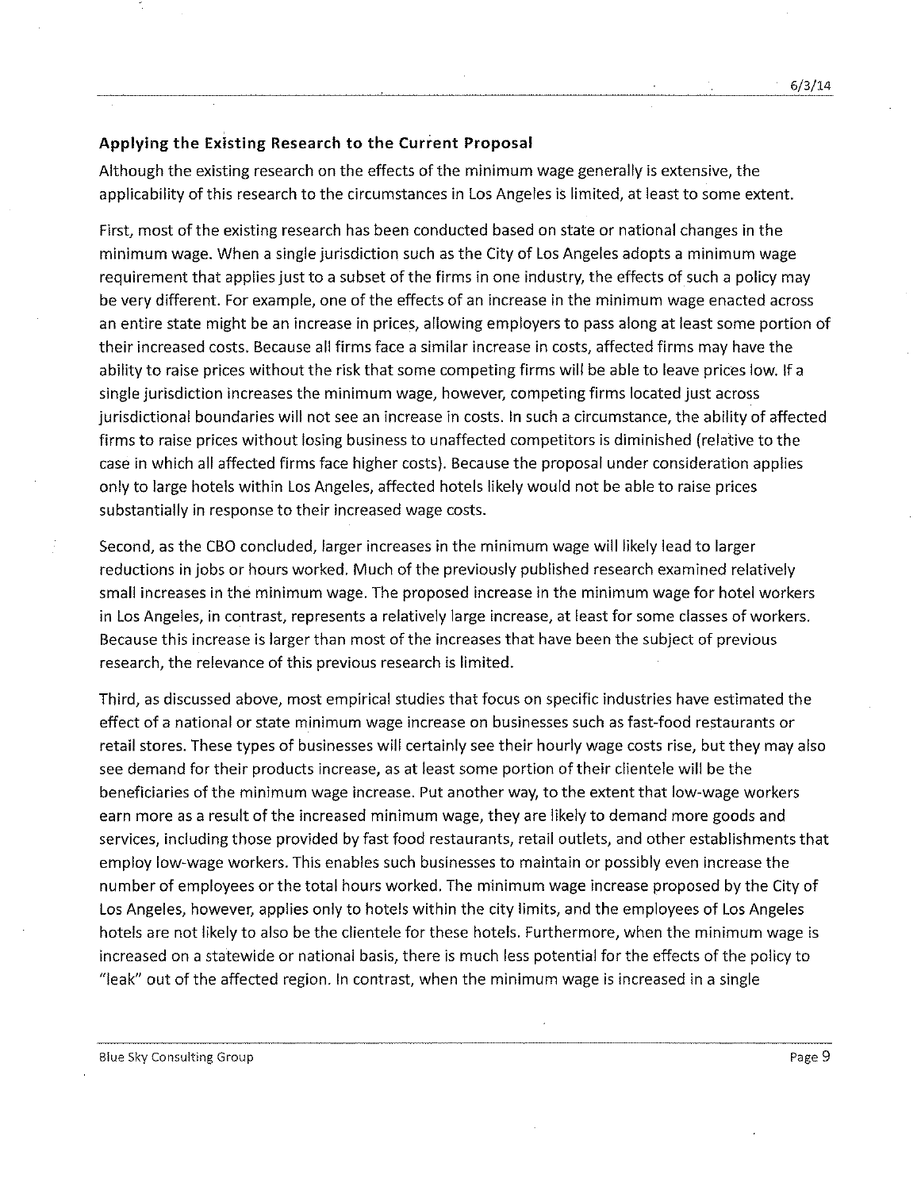## Applying the Existing Research to the Current Proposal

Although the existing research on the effects of the minimum wage generally is extensive, the applicability of this research to the circumstances in Los Angeles is limited, at least to some extent.

First, most of the existing research has been conducted based on state or national changes in the minimum wage. When a single jurisdiction such as the City of Los Angeles adopts a minimum wage requirement that applies just to a subset of the firms in one industry, the effects of such a policy may be very different. For example, one of the effects of an increase in the minimum wage enacted across an entire state might be an increase in prices, allowing employers to pass along at least some portion of their increased costs. Because all firms face a similar increase in costs, affected firms may have the ability to raise prices without the risk that some competing firms will be able to leave prices low. If a single jurisdiction increases the minimum wage, however, competing firms located just across jurisdictional boundaries will not see an increase in costs. In such a circumstance, the ability of affected firms to raise prices without losing business to unaffected competitors is diminished (relative to the case in which all affected firms face higher costs). Because the proposal under consideration applies only to large hotels within Los Angeles, affected hotels likely would not be able to raise prices substantially in response to their increased wage costs.

Second, as the CBO concluded, larger increases in the minimum wage will likely lead to larger reductions in jobs or hours worked. Much of the previously published research examined relatively small increases in the minimum wage. The proposed increase in the minimum wage for hotel workers in Los Angeles, in contrast, represents a relatively large increase, at least for some classes of workers. Because this increase is larger than most of the increases that have been the subject of previous research, the relevance of this previous research is limited.

Third, as discussed above, most empirical studies that focus on specific industries have estimated the effect of a national or state minimum wage increase on businesses such as fast-food restaurants or retail stores. These types of businesses will certainly see their hourly wage costs rise, but they may also see demand for their products increase, as at least some portion of their clientele will be the beneficiaries of the minimum wage increase. Put another way, to the extent that low-wage workers earn more as a result of the increased minimum wage, they are likely to demand more goods and services, including those provided by fast food restaurants, retail outlets, and other establishments that employ low-wage workers. This enables such businesses to maintain or possibly even increase the number of employees or the total hours worked. The minimum wage increase proposed by the City of Los Angeles, however, applies only to hotels within the city limits, and the employees of Los Angeles hotels are not likely to also be the clientele for these hotels. Furthermore, when the minimum wage is increased on a statewide or national basis, there is much less potential for the effects of the policy to "leak" out of the affected region. In contrast, when the minimum wage is increased in a single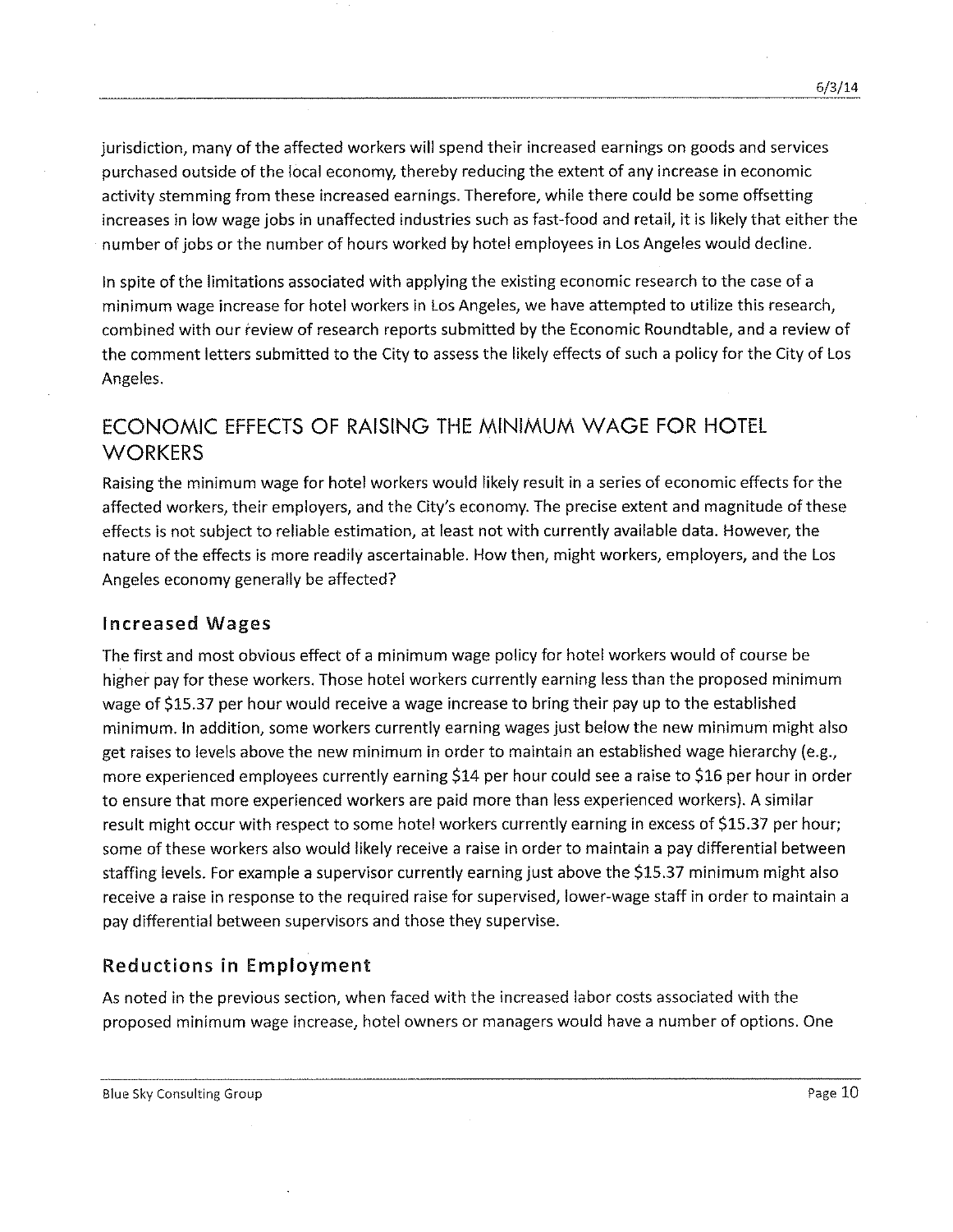jurisdiction, many of the affected workers will spend their increased earnings on goods and services purchased outside of the local economy, thereby reducing the extent of any increase in economic activity stemming from these increased earnings. Therefore, while there could be some offsetting increases in low wage jobs in unaffected industries such as fast-food and retail, it is likely that either the number of jobs or the number of hours worked by hotel employees in Los Angeles would decline.

In spite of the limitations associated with applying the existing economic research to the case of a minimum wage increase for hotel workers in Los Angeles, we have attempted to utilize this research, combined with our review of research reports submitted by the Economic Roundtable, and a review of the comment letters submitted to the City to assess the likely effects of such a policy for the City of Los Angeles.

## ECONOMIC EFFECTS OF RAISING THE MINIMUM WAGE FOR HOTEL WORKERS

Raising the minimum wage for hotel workers would likely result in a series of economic effects for the affected workers, their employers, and the City's economy. The precise extent and magnitude of these effects is not subject to reliable estimation, at least not with currently available data. However, the nature of the effects is more readily ascertainable. How then, might workers, employers, and the Los Angeles economy generally be affected?

### Increased Wages

The first and most obvious effect of a minimum wage policy for hotel workers would of course be higher pay for these workers. Those hotel workers currently earning less than the proposed minimum wage of $15.37 per hour would receive a wage increase to bring their pay up to the established minimum. In addition, some workers currently earning wages just below the new minimum might also get raises to levels above the new minimum in order to maintain an established wage hierarchy (e.g., more experienced employees currently earning $14 per hour could see a raise to $16 per hour in order to ensure that more experienced workers are paid more than less experienced workers). A similar result might occur with respect to some hotel workers currently earning in excess of $15.37 per hour; some of these workers also would likely receive a raise in order to maintain a pay differential between staffing levels. For example a supervisor currently earning just above the $15.37 minimum might also receive a raise in response to the required raise for supervised, lower-wage staff in order to maintain a pay differential between supervisors and those they supervise.

### Reductions in Employment

As noted in the previous section, when faced with the increased labor costs associated with the proposed minimum wage increase, hotel owners or managers would have a number of options. One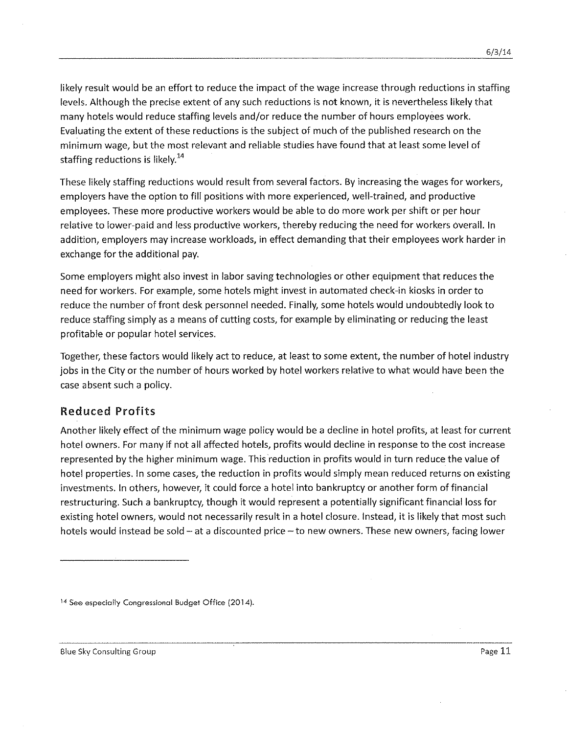likely result would be an effort to reduce the impact of the wage increase through reductions in staffing levels. Although the precise extent of any such reductions is not known, it is nevertheless likely that many hotels would reduce staffing levels and/or reduce the number of hours employees work. Evaluating the extent of these reductions is the subject of much of the published research on the minimum wage, but the most relevant and reliable studies have found that at least some level of staffing reductions is likely.[14]

These likely staffing reductions would result from several factors. By increasing the wages for workers, employers have the option to fill positions with more experienced, well-trained, and productive employees. These more productive workers would be able to do more work per shift or per hour relative to lower-paid and less productive workers, thereby reducing the need for workers overall. In addition, employers may increase workloads, in effect demanding that their employees work harder in exchange for the additional pay.

Some employers might also invest in labor saving technologies or other equipment that reduces the need for workers. For example, some hotels might invest in automated check-in kiosks in order to reduce the number of front desk personnel needed. Finally, some hotels would undoubtedly look to reduce staffing simply as a means of cutting costs, for example by eliminating or reducing the least profitable or popular hotel services.

Together, these factors would likely act to reduce, at least to some extent, the number of hotel industry jobs in the City or the number of hours worked by hotel workers relative to what would have been the case absent such a policy.

## Reduced Profits

Another likely effect of the minimum wage policy would be a decline in hotel profits, at least for current hotel owners. For many if not all affected hotels, profits would decline in response to the cost increase represented by the higher minimum wage. This reduction in profits would in turn reduce the value of hotel properties. In some cases, the reduction in profits would simply mean reduced returns on existing investments. In others, however, it could force a hotel into bankruptcy or another form of financial restructuring. Such a bankruptcy, though it would represent a potentially significant financial loss for existing hotel owners, would not necessarily result in a hotel closure. Instead, it is likely that most such hotels would instead be sold – at a discounted price – to new owners. These new owners, facing lower

---

[14] See especially Congressional Budget Office (2014).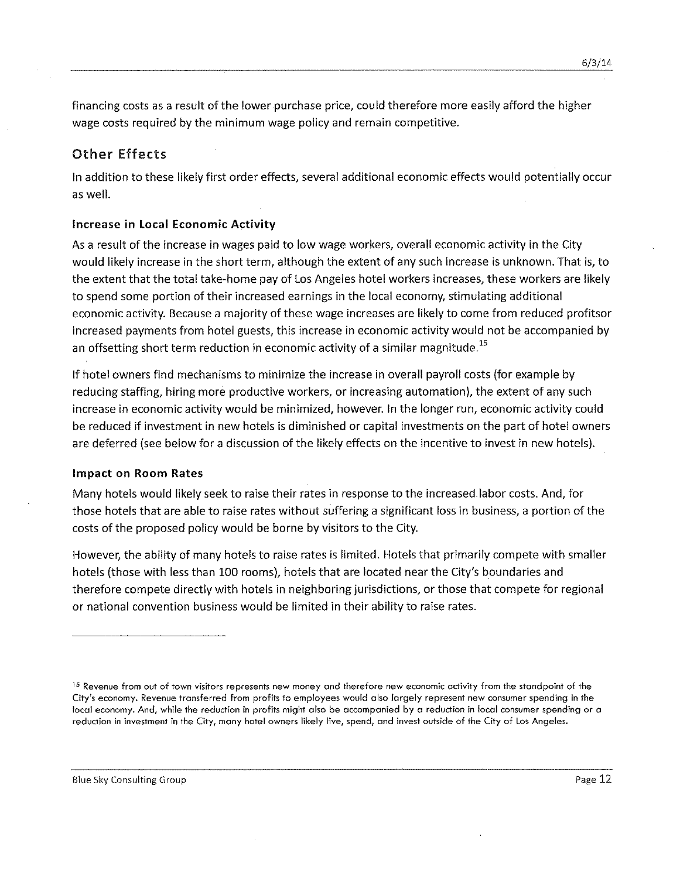financing costs as a result of the lower purchase price, could therefore more easily afford the higher wage costs required by the minimum wage policy and remain competitive.

## Other Effects

In addition to these likely first order effects, several additional economic effects would potentially occur as well.

### Increase in Local Economic Activity

As a result of the increase in wages paid to low wage workers, overall economic activity in the City would likely increase in the short term, although the extent of any such increase is unknown. That is, to the extent that the total take-home pay of Los Angeles hotel workers increases, these workers are likely to spend some portion of their increased earnings in the local economy, stimulating additional economic activity. Because a majority of these wage increases are likely to come from reduced profitsor increased payments from hotel guests, this increase in economic activity would not be accompanied by an offsetting short term reduction in economic activity of a similar magnitude.[15]

If hotel owners find mechanisms to minimize the increase in overall payroll costs (for example by reducing staffing, hiring more productive workers, or increasing automation), the extent of any such increase in economic activity would be minimized, however. In the longer run, economic activity could be reduced if investment in new hotels is diminished or capital investments on the part of hotel owners are deferred (see below for a discussion of the likely effects on the incentive to invest in new hotels).

### Impact on Room Rates

Many hotels would likely seek to raise their rates in response to the increased labor costs. And, for those hotels that are able to raise rates without suffering a significant loss in business, a portion of the costs of the proposed policy would be borne by visitors to the City.

However, the ability of many hotels to raise rates is limited. Hotels that primarily compete with smaller hotels (those with less than 100 rooms), hotels that are located near the City's boundaries and therefore compete directly with hotels in neighboring jurisdictions, or those that compete for regional or national convention business would be limited in their ability to raise rates.

---

[15] Revenue from out of town visitors represents new money and therefore new economic activity from the standpoint of the City's economy. Revenue transferred from profits to employees would also largely represent new consumer spending in the local economy. And, while the reduction in profits might also be accompanied by a reduction in local consumer spending or a reduction in investment in the City, many hotel owners likely live, spend, and invest outside of the City of Los Angeles.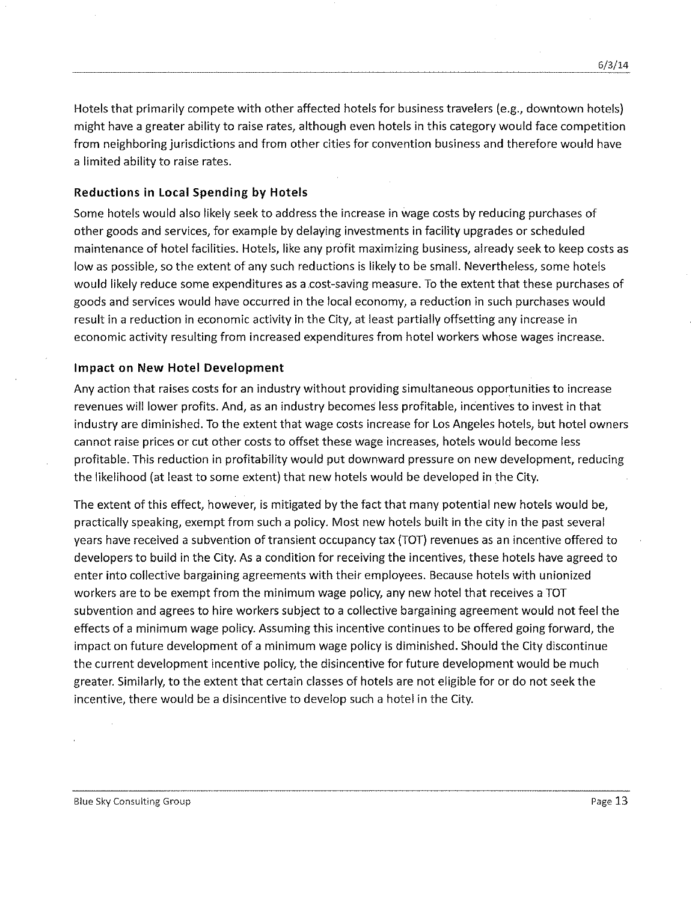Hotels that primarily compete with other affected hotels for business travelers (e.g., downtown hotels) might have a greater ability to raise rates, although even hotels in this category would face competition from neighboring jurisdictions and from other cities for convention business and therefore would have a limited ability to raise rates.

### Reductions in Local Spending by Hotels

Some hotels would also likely seek to address the increase in wage costs by reducing purchases of other goods and services, for example by delaying investments in facility upgrades or scheduled maintenance of hotel facilities. Hotels, like any profit maximizing business, already seek to keep costs as low as possible, so the extent of any such reductions is likely to be small. Nevertheless, some hotels would likely reduce some expenditures as a cost-saving measure. To the extent that these purchases of goods and services would have occurred in the local economy, a reduction in such purchases would result in a reduction in economic activity in the City, at least partially offsetting any increase in economic activity resulting from increased expenditures from hotel workers whose wages increase.

### Impact on New Hotel Development

Any action that raises costs for an industry without providing simultaneous opportunities to increase revenues will lower profits. And, as an industry becomes less profitable, incentives to invest in that industry are diminished. To the extent that wage costs increase for Los Angeles hotels, but hotel owners cannot raise prices or cut other costs to offset these wage increases, hotels would become less profitable. This reduction in profitability would put downward pressure on new development, reducing the likelihood (at least to some extent) that new hotels would be developed in the City.

The extent of this effect, however, is mitigated by the fact that many potential new hotels would be, practically speaking, exempt from such a policy. Most new hotels built in the city in the past several years have received a subvention of transient occupancy tax (TOT) revenues as an incentive offered to developers to build in the City. As a condition for receiving the incentives, these hotels have agreed to enter into collective bargaining agreements with their employees. Because hotels with unionized workers are to be exempt from the minimum wage policy, any new hotel that receives a TOT subvention and agrees to hire workers subject to a collective bargaining agreement would not feel the effects of a minimum wage policy. Assuming this incentive continues to be offered going forward, the impact on future development of a minimum wage policy is diminished. Should the City discontinue the current development incentive policy, the disincentive for future development would be much greater. Similarly, to the extent that certain classes of hotels are not eligible for or do not seek the incentive, there would be a disincentive to develop such a hotel in the City.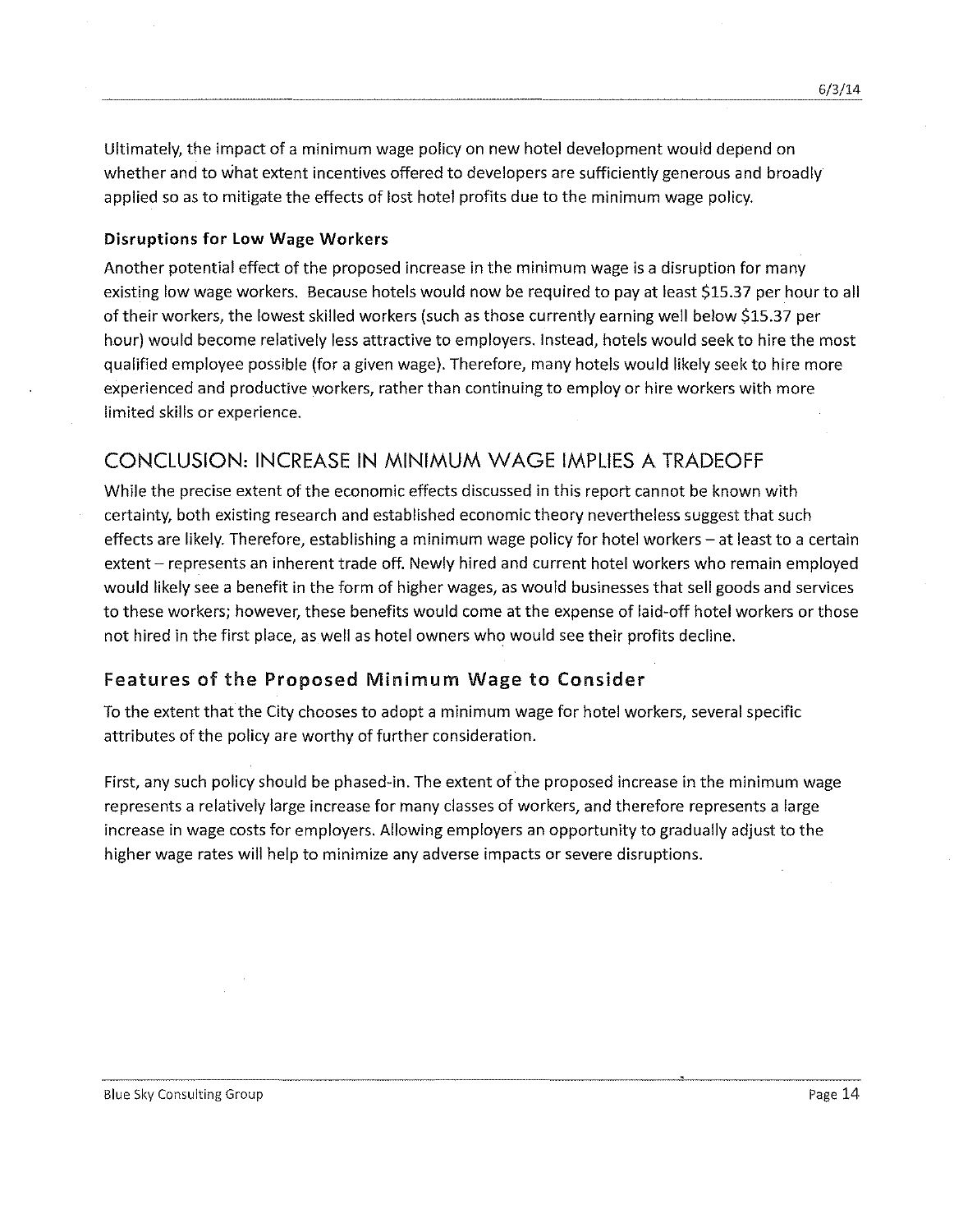Ultimately, the impact of a minimum wage policy on new hotel development would depend on whether and to what extent incentives offered to developers are sufficiently generous and broadly applied so as to mitigate the effects of lost hotel profits due to the minimum wage policy.

### Disruptions for Low Wage Workers

Another potential effect of the proposed increase in the minimum wage is a disruption for many existing low wage workers. Because hotels would now be required to pay at least $15.37 per hour to all of their workers, the lowest skilled workers (such as those currently earning well below $15.37 per hour) would become relatively less attractive to employers. Instead, hotels would seek to hire the most qualified employee possible (for a given wage). Therefore, many hotels would likely seek to hire more experienced and productive workers, rather than continuing to employ or hire workers with more limited skills or experience.

## CONCLUSION: INCREASE IN MINIMUM WAGE IMPLIES A TRADEOFF

While the precise extent of the economic effects discussed in this report cannot be known with certainty, both existing research and established economic theory nevertheless suggest that such effects are likely. Therefore, establishing a minimum wage policy for hotel workers – at least to a certain extent – represents an inherent trade off. Newly hired and current hotel workers who remain employed would likely see a benefit in the form of higher wages, as would businesses that sell goods and services to these workers; however, these benefits would come at the expense of laid-off hotel workers or those not hired in the first place, as well as hotel owners who would see their profits decline.

### Features of the Proposed Minimum Wage to Consider

To the extent that the City chooses to adopt a minimum wage for hotel workers, several specific attributes of the policy are worthy of further consideration.

First, any such policy should be phased-in. The extent of the proposed increase in the minimum wage represents a relatively large increase for many classes of workers, and therefore represents a large increase in wage costs for employers. Allowing employers an opportunity to gradually adjust to the higher wage rates will help to minimize any adverse impacts or severe disruptions.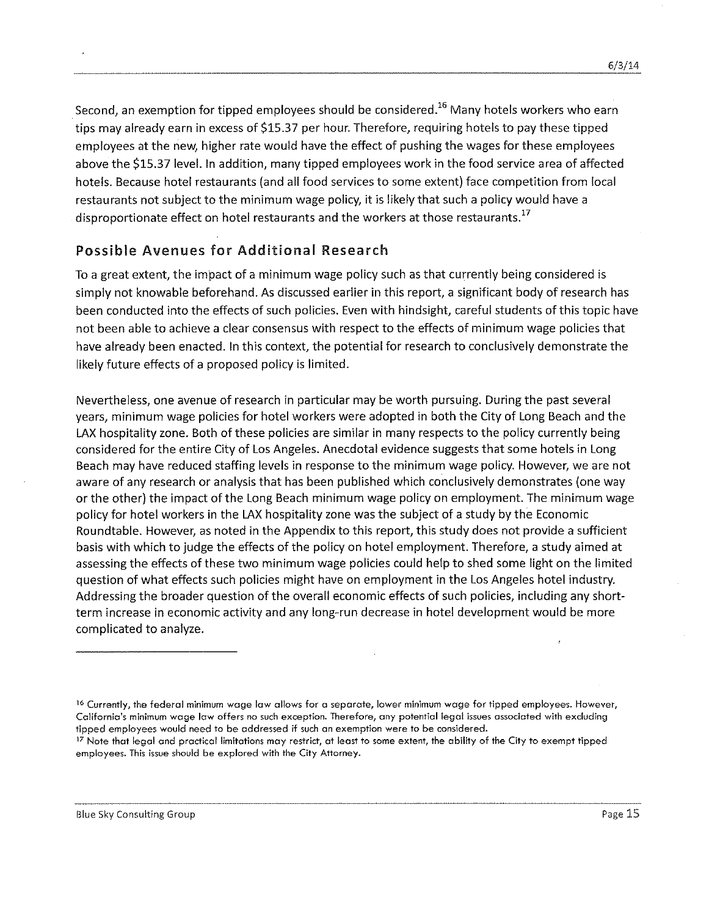Second, an exemption for tipped employees should be considered.[16] Many hotels workers who earn tips may already earn in excess of $15.37 per hour. Therefore, requiring hotels to pay these tipped employees at the new, higher rate would have the effect of pushing the wages for these employees above the $15.37 level. In addition, many tipped employees work in the food service area of affected hotels. Because hotel restaurants (and all food services to some extent) face competition from local restaurants not subject to the minimum wage policy, it is likely that such a policy would have a disproportionate effect on hotel restaurants and the workers at those restaurants.[17]

## Possible Avenues for Additional Research

To a great extent, the impact of a minimum wage policy such as that currently being considered is simply not knowable beforehand. As discussed earlier in this report, a significant body of research has been conducted into the effects of such policies. Even with hindsight, careful students of this topic have not been able to achieve a clear consensus with respect to the effects of minimum wage policies that have already been enacted. In this context, the potential for research to conclusively demonstrate the likely future effects of a proposed policy is limited.

Nevertheless, one avenue of research in particular may be worth pursuing. During the past several years, minimum wage policies for hotel workers were adopted in both the City of Long Beach and the LAX hospitality zone. Both of these policies are similar in many respects to the policy currently being considered for the entire City of Los Angeles. Anecdotal evidence suggests that some hotels in Long Beach may have reduced staffing levels in response to the minimum wage policy. However, we are not aware of any research or analysis that has been published which conclusively demonstrates (one way or the other) the impact of the Long Beach minimum wage policy on employment. The minimum wage policy for hotel workers in the LAX hospitality zone was the subject of a study by the Economic Roundtable. However, as noted in the Appendix to this report, this study does not provide a sufficient basis with which to judge the effects of the policy on hotel employment. Therefore, a study aimed at assessing the effects of these two minimum wage policies could help to shed some light on the limited question of what effects such policies might have on employment in the Los Angeles hotel industry. Addressing the broader question of the overall economic effects of such policies, including any short-term increase in economic activity and any long-run decrease in hotel development would be more complicated to analyze.

---

[16] Currently, the federal minimum wage law allows for a separate, lower minimum wage for tipped employees. However, California's minimum wage law offers no such exception. Therefore, any potential legal issues associated with excluding tipped employees would need to be addressed if such an exemption were to be considered.

[17] Note that legal and practical limitations may restrict, at least to some extent, the ability of the City to exempt tipped employees. This issue should be explored with the City Attorney.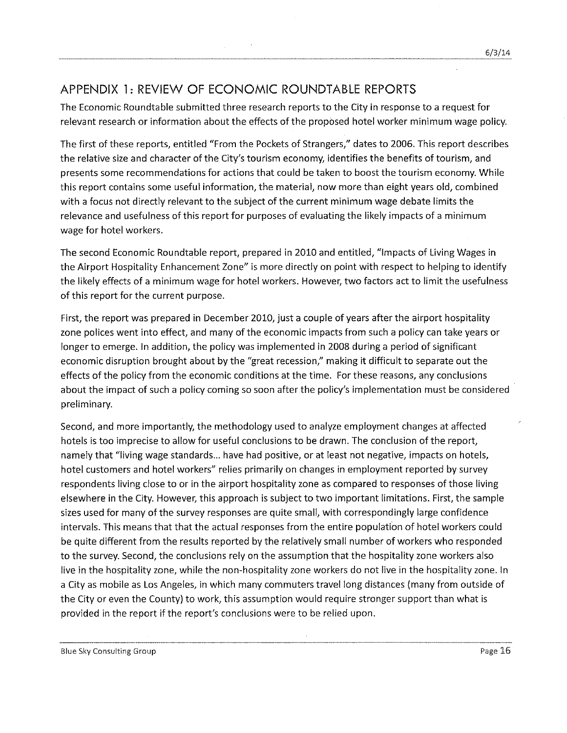## APPENDIX 1: REVIEW OF ECONOMIC ROUNDTABLE REPORTS

The Economic Roundtable submitted three research reports to the City in response to a request for relevant research or information about the effects of the proposed hotel worker minimum wage policy.

The first of these reports, entitled "From the Pockets of Strangers," dates to 2006. This report describes the relative size and character of the City's tourism economy, identifies the benefits of tourism, and presents some recommendations for actions that could be taken to boost the tourism economy. While this report contains some useful information, the material, now more than eight years old, combined with a focus not directly relevant to the subject of the current minimum wage debate limits the relevance and usefulness of this report for purposes of evaluating the likely impacts of a minimum wage for hotel workers.

The second Economic Roundtable report, prepared in 2010 and entitled, "Impacts of Living Wages in the Airport Hospitality Enhancement Zone" is more directly on point with respect to helping to identify the likely effects of a minimum wage for hotel workers. However, two factors act to limit the usefulness of this report for the current purpose.

First, the report was prepared in December 2010, just a couple of years after the airport hospitality zone polices went into effect, and many of the economic impacts from such a policy can take years or longer to emerge. In addition, the policy was implemented in 2008 during a period of significant economic disruption brought about by the "great recession," making it difficult to separate out the effects of the policy from the economic conditions at the time. For these reasons, any conclusions about the impact of such a policy coming so soon after the policy's implementation must be considered preliminary.

Second, and more importantly, the methodology used to analyze employment changes at affected hotels is too imprecise to allow for useful conclusions to be drawn. The conclusion of the report, namely that "living wage standards... have had positive, or at least not negative, impacts on hotels, hotel customers and hotel workers" relies primarily on changes in employment reported by survey respondents living close to or in the airport hospitality zone as compared to responses of those living elsewhere in the City. However, this approach is subject to two important limitations. First, the sample sizes used for many of the survey responses are quite small, with correspondingly large confidence intervals. This means that that the actual responses from the entire population of hotel workers could be quite different from the results reported by the relatively small number of workers who responded to the survey. Second, the conclusions rely on the assumption that the hospitality zone workers also live in the hospitality zone, while the non-hospitality zone workers do not live in the hospitality zone. In a City as mobile as Los Angeles, in which many commuters travel long distances (many from outside of the City or even the County) to work, this assumption would require stronger support than what is provided in the report if the report's conclusions were to be relied upon.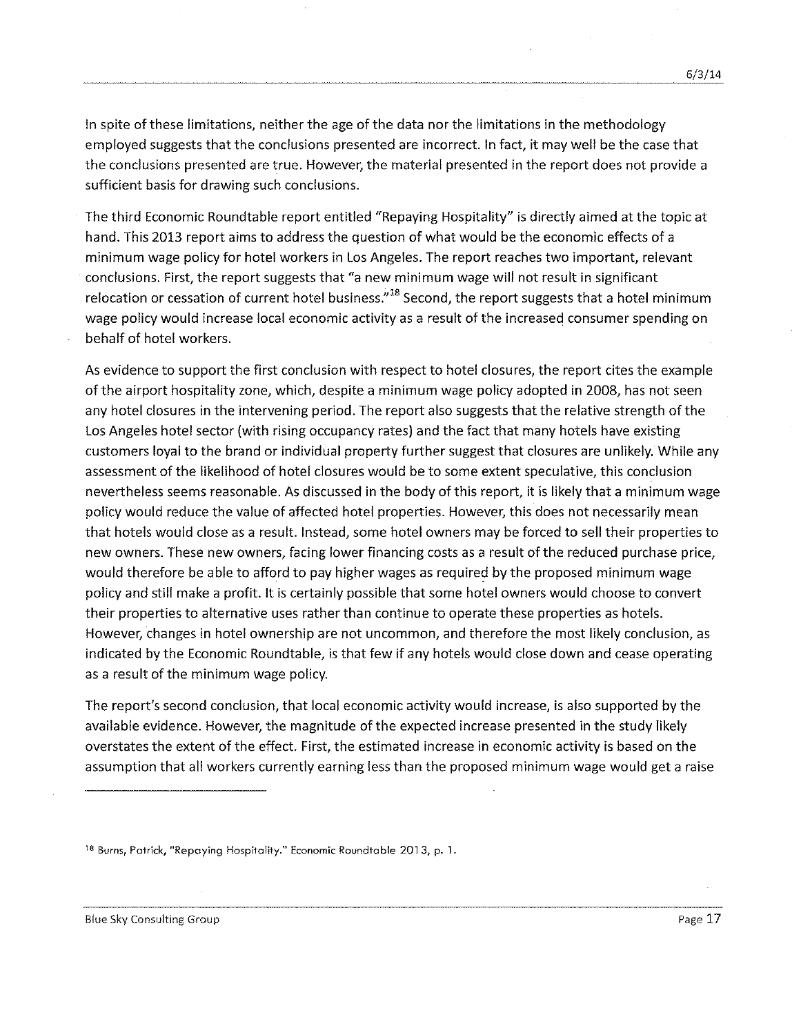In spite of these limitations, neither the age of the data nor the limitations in the methodology employed suggests that the conclusions presented are incorrect. In fact, it may well be the case that the conclusions presented are true. However, the material presented in the report does not provide a sufficient basis for drawing such conclusions.

The third Economic Roundtable report entitled "Repaying Hospitality" is directly aimed at the topic at hand. This 2013 report aims to address the question of what would be the economic effects of a minimum wage policy for hotel workers in Los Angeles. The report reaches two important, relevant conclusions. First, the report suggests that "a new minimum wage will not result in significant relocation or cessation of current hotel business."[18] Second, the report suggests that a hotel minimum wage policy would increase local economic activity as a result of the increased consumer spending on behalf of hotel workers.

As evidence to support the first conclusion with respect to hotel closures, the report cites the example of the airport hospitality zone, which, despite a minimum wage policy adopted in 2008, has not seen any hotel closures in the intervening period. The report also suggests that the relative strength of the Los Angeles hotel sector (with rising occupancy rates) and the fact that many hotels have existing customers loyal to the brand or individual property further suggest that closures are unlikely. While any assessment of the likelihood of hotel closures would be to some extent speculative, this conclusion nevertheless seems reasonable. As discussed in the body of this report, it is likely that a minimum wage policy would reduce the value of affected hotel properties. However, this does not necessarily mean that hotels would close as a result. Instead, some hotel owners may be forced to sell their properties to new owners. These new owners, facing lower financing costs as a result of the reduced purchase price, would therefore be able to afford to pay higher wages as required by the proposed minimum wage policy and still make a profit. It is certainly possible that some hotel owners would choose to convert their properties to alternative uses rather than continue to operate these properties as hotels. However, changes in hotel ownership are not uncommon, and therefore the most likely conclusion, as indicated by the Economic Roundtable, is that few if any hotels would close down and cease operating as a result of the minimum wage policy.

The report's second conclusion, that local economic activity would increase, is also supported by the available evidence. However, the magnitude of the expected increase presented in the study likely overstates the extent of the effect. First, the estimated increase in economic activity is based on the assumption that all workers currently earning less than the proposed minimum wage would get a raise

---

[18] Burns, Patrick, "Repaying Hospitality." Economic Roundtable 2013, p. 1.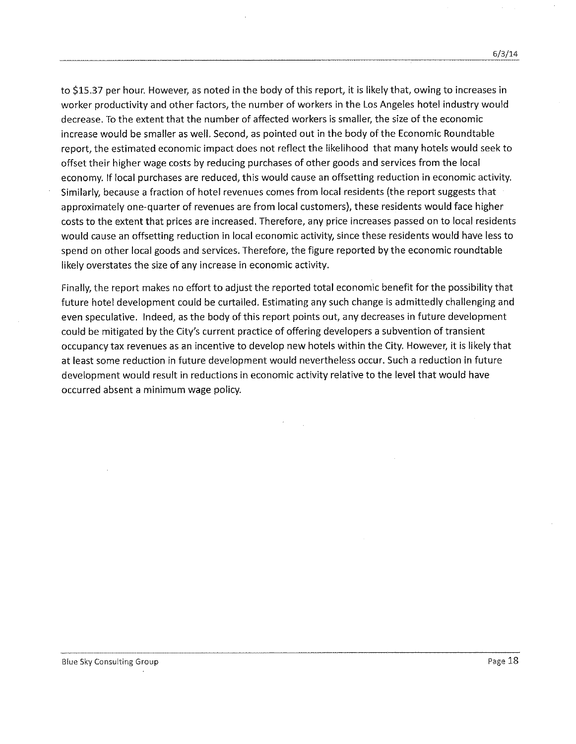to $15.37 per hour. However, as noted in the body of this report, it is likely that, owing to increases in worker productivity and other factors, the number of workers in the Los Angeles hotel industry would decrease. To the extent that the number of affected workers is smaller, the size of the economic increase would be smaller as well. Second, as pointed out in the body of the Economic Roundtable report, the estimated economic impact does not reflect the likelihood that many hotels would seek to offset their higher wage costs by reducing purchases of other goods and services from the local economy. If local purchases are reduced, this would cause an offsetting reduction in economic activity. Similarly, because a fraction of hotel revenues comes from local residents (the report suggests that approximately one-quarter of revenues are from local customers), these residents would face higher costs to the extent that prices are increased. Therefore, any price increases passed on to local residents would cause an offsetting reduction in local economic activity, since these residents would have less to spend on other local goods and services. Therefore, the figure reported by the economic roundtable likely overstates the size of any increase in economic activity.

Finally, the report makes no effort to adjust the reported total economic benefit for the possibility that future hotel development could be curtailed. Estimating any such change is admittedly challenging and even speculative. Indeed, as the body of this report points out, any decreases in future development could be mitigated by the City's current practice of offering developers a subvention of transient occupancy tax revenues as an incentive to develop new hotels within the City. However, it is likely that at least some reduction in future development would nevertheless occur. Such a reduction in future development would result in reductions in economic activity relative to the level that would have occurred absent a minimum wage policy.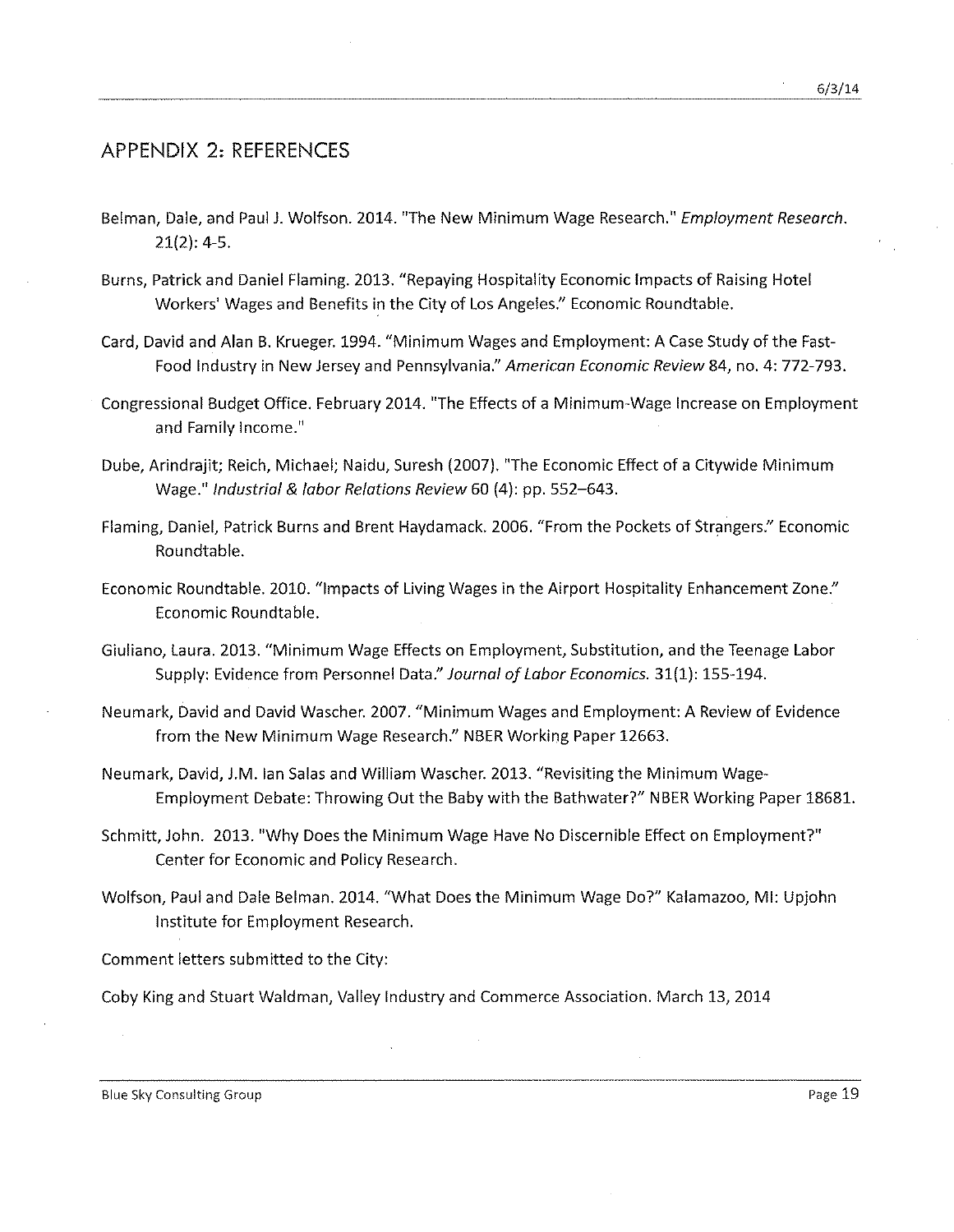## APPENDIX 2: REFERENCES

Belman, Dale, and Paul J. Wolfson. 2014. "The New Minimum Wage Research." *Employment Research*. 21(2): 4-5.

Burns, Patrick and Daniel Flaming. 2013. "Repaying Hospitality Economic Impacts of Raising Hotel Workers' Wages and Benefits in the City of Los Angeles." Economic Roundtable.

Card, David and Alan B. Krueger. 1994. "Minimum Wages and Employment: A Case Study of the Fast-Food Industry in New Jersey and Pennsylvania." *American Economic Review* 84, no. 4: 772-793.

Congressional Budget Office. February 2014. "The Effects of a Minimum-Wage Increase on Employment and Family Income."

Dube, Arindrajit; Reich, Michael; Naidu, Suresh (2007). "The Economic Effect of a Citywide Minimum Wage." *Industrial & labor Relations Review* 60 (4): pp. 552–643.

Flaming, Daniel, Patrick Burns and Brent Haydamack. 2006. "From the Pockets of Strangers." Economic Roundtable.

Economic Roundtable. 2010. "Impacts of Living Wages in the Airport Hospitality Enhancement Zone." Economic Roundtable.

Giuliano, Laura. 2013. "Minimum Wage Effects on Employment, Substitution, and the Teenage Labor Supply: Evidence from Personnel Data." *Journal of Labor Economics*. 31(1): 155-194.

Neumark, David and David Wascher. 2007. "Minimum Wages and Employment: A Review of Evidence from the New Minimum Wage Research." NBER Working Paper 12663.

Neumark, David, J.M. Ian Salas and William Wascher. 2013. "Revisiting the Minimum Wage-Employment Debate: Throwing Out the Baby with the Bathwater?" NBER Working Paper 18681.

Schmitt, John. 2013. "Why Does the Minimum Wage Have No Discernible Effect on Employment?" Center for Economic and Policy Research.

Wolfson, Paul and Dale Belman. 2014. "What Does the Minimum Wage Do?" Kalamazoo, MI: Upjohn Institute for Employment Research.

Comment letters submitted to the City:

Coby King and Stuart Waldman, Valley Industry and Commerce Association. March 13, 2014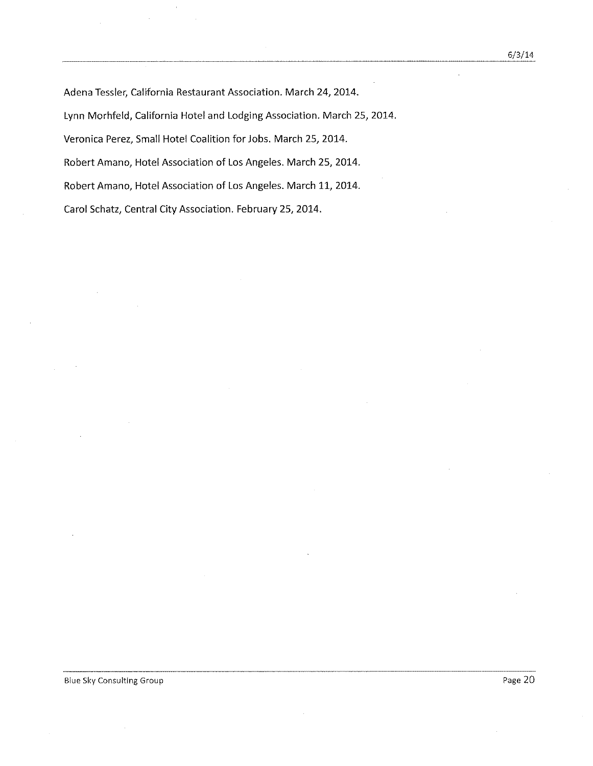Adena Tessler, California Restaurant Association. March 24, 2014.

Lynn Morhfeld, California Hotel and Lodging Association. March 25, 2014.

Veronica Perez, Small Hotel Coalition for Jobs. March 25, 2014.

Robert Amano, Hotel Association of Los Angeles. March 25, 2014.

Robert Amano, Hotel Association of Los Angeles. March 11, 2014.

Carol Schatz, Central City Association. February 25, 2014.